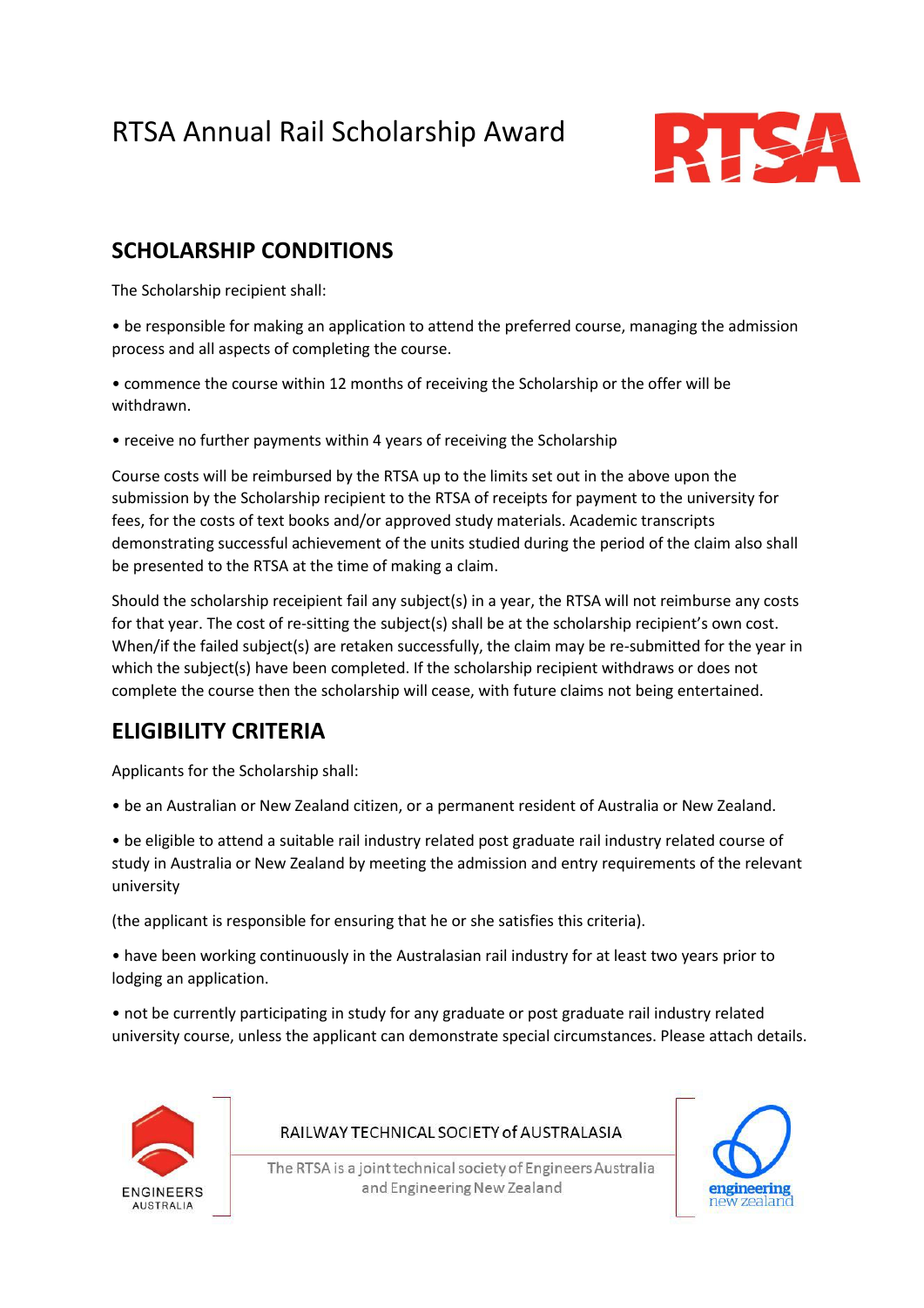# RTSA Annual Rail Scholarship Award

## SCHOLARSHIP CONDITIONS

The Scholarship recipient shall:

• be responsible for making an application to attend the preferred course, managing the admission process and all aspects of completing the course.

• commence the course within 12 months of receiving the Scholarship or the offer will be withdrawn.

• receive no further payments within 4 years of receiving the Scholarship

Course costs will be reimbursed by the RTSA up to the limits set out in the above upon the submission by the Scholarship recipient to the RTSA of receipts for payment to the university for fees, for the costs of text books and/or approved study materials. Academic transcripts demonstrating successful achievement of the units studied during the period of the claim also shall be presented to the RTSA at the time of making a claim.

Should the scholarship receipient fail any subject(s) in a year, the RTSA will not reimburse any costs for that year. The cost of re-sitting the subject(s) shall be at the scholarship recipient's own cost. When/if the failed subject(s) are retaken successfully, the claim may be re-submitted for the year in which the subject(s) have been completed. If the scholarship recipient withdraws or does not complete the course then the scholarship will cease, with future claims not being entertained.

## ELIGIBILITY CRITERIA

Applicants for the Scholarship shall:

• be an Australian or New Zealand citizen, or a permanent resident of Australia or New Zealand.

• be eligible to attend a suitable rail industry related post graduate rail industry related course of study in Australia or New Zealand by meeting the admission and entry requirements of the relevant university

(the applicant is responsible for ensuring that he or she satisfies this criteria).

• have been working continuously in the Australasian rail industry for at least two years prior to lodging an application.

• not be currently participating in study for any graduate or post graduate rail industry related university course, unless the applicant can demonstrate special circumstances. Please attach details.

RAILWAY TECHNICAL SOCIETY of AUSTRALASIA

The RTSA is a joint technical society of Engineers Australia and Engineering New Zealand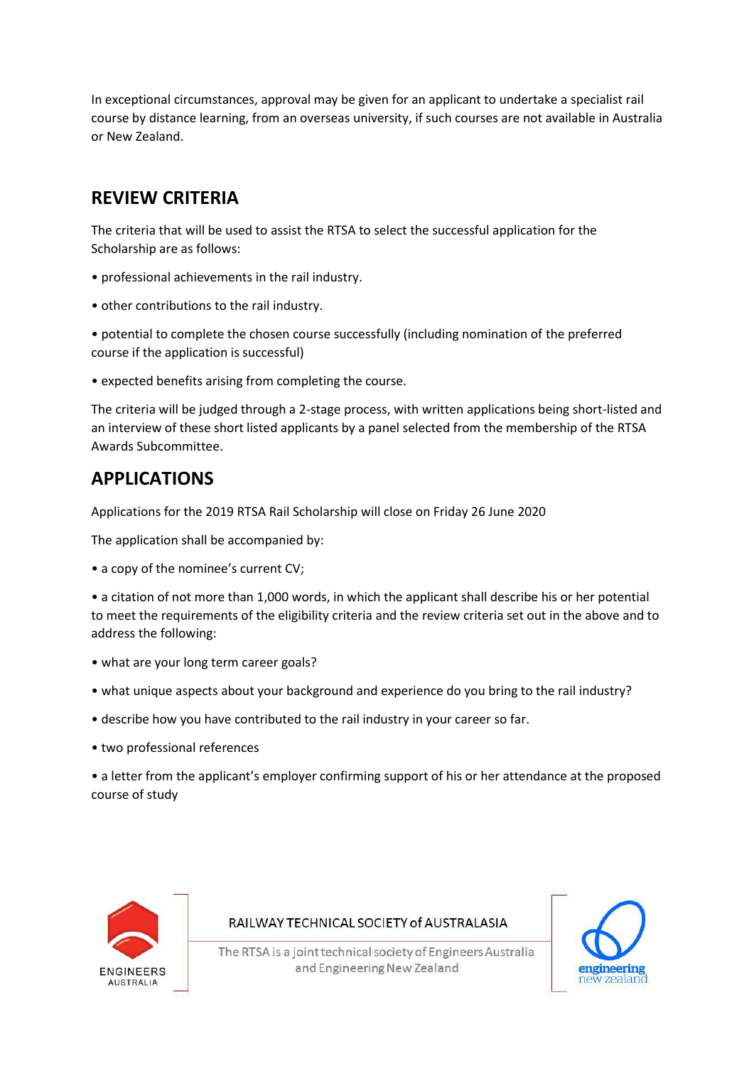In exceptional circumstances, approval may be given for an applicant to undertake a specialist rail course by distance learning, from an overseas university, if such courses are not available in Australia or New Zealand.

## REVIEW CRITERIA

The criteria that will be used to assist the RTSA to select the successful application for the Scholarship are as follows:

- professional achievements in the rail industry.
- other contributions to the rail industry.
- potential to complete the chosen course successfully (including nomination of the preferred course if the application is successful)
- expected benefits arising from completing the course.

The criteria will be judged through a 2-stage process, with written applications being short-listed and an interview of these short listed applicants by a panel selected from the membership of the RTSA Awards Subcommittee.

## APPLICATIONS

Applications for the 2019 RTSA Rail Scholarship will close on Friday 26 June 2020

The application shall be accompanied by:

- a copy of the nominee's current CV;
- a citation of not more than 1,000 words, in which the applicant shall describe his or her potential to meet the requirements of the eligibility criteria and the review criteria set out in the above and to address the following:
- what are your long term career goals?
- what unique aspects about your background and experience do you bring to the rail industry?
- describe how you have contributed to the rail industry in your career so far.
- two professional references
- a letter from the applicant's employer confirming support of his or her attendance at the proposed course of study

ENGINEERS AUSTRALIA

RAILWAY TECHNICAL SOCIETY of AUSTRALASIA

The RTSA is a joint technical society of Engineers Australia and Engineering New Zealand

engineering new zealand